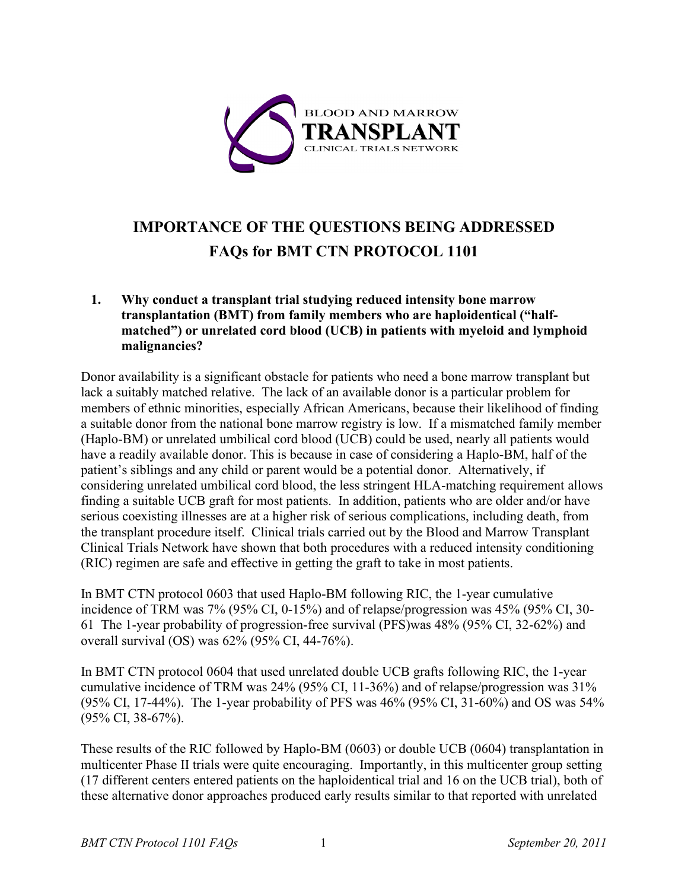BLOOD AND MARROW
**TRANSPLANT**
CLINICAL TRIALS NETWORK

# IMPORTANCE OF THE QUESTIONS BEING ADDRESSED
# FAQs for BMT CTN PROTOCOL 1101

**1. Why conduct a transplant trial studying reduced intensity bone marrow transplantation (BMT) from family members who are haploidentical ("half-matched") or unrelated cord blood (UCB) in patients with myeloid and lymphoid malignancies?**

Donor availability is a significant obstacle for patients who need a bone marrow transplant but lack a suitably matched relative. The lack of an available donor is a particular problem for members of ethnic minorities, especially African Americans, because their likelihood of finding a suitable donor from the national bone marrow registry is low. If a mismatched family member (Haplo-BM) or unrelated umbilical cord blood (UCB) could be used, nearly all patients would have a readily available donor. This is because in case of considering a Haplo-BM, half of the patient's siblings and any child or parent would be a potential donor. Alternatively, if considering unrelated umbilical cord blood, the less stringent HLA-matching requirement allows finding a suitable UCB graft for most patients. In addition, patients who are older and/or have serious coexisting illnesses are at a higher risk of serious complications, including death, from the transplant procedure itself. Clinical trials carried out by the Blood and Marrow Transplant Clinical Trials Network have shown that both procedures with a reduced intensity conditioning (RIC) regimen are safe and effective in getting the graft to take in most patients.

In BMT CTN protocol 0603 that used Haplo-BM following RIC, the 1-year cumulative incidence of TRM was 7% (95% CI, 0-15%) and of relapse/progression was 45% (95% CI, 30-61 The 1-year probability of progression-free survival (PFS)was 48% (95% CI, 32-62%) and overall survival (OS) was 62% (95% CI, 44-76%).

In BMT CTN protocol 0604 that used unrelated double UCB grafts following RIC, the 1-year cumulative incidence of TRM was 24% (95% CI, 11-36%) and of relapse/progression was 31% (95% CI, 17-44%). The 1-year probability of PFS was 46% (95% CI, 31-60%) and OS was 54% (95% CI, 38-67%).

These results of the RIC followed by Haplo-BM (0603) or double UCB (0604) transplantation in multicenter Phase II trials were quite encouraging. Importantly, in this multicenter group setting (17 different centers entered patients on the haploidentical trial and 16 on the UCB trial), both of these alternative donor approaches produced early results similar to that reported with unrelated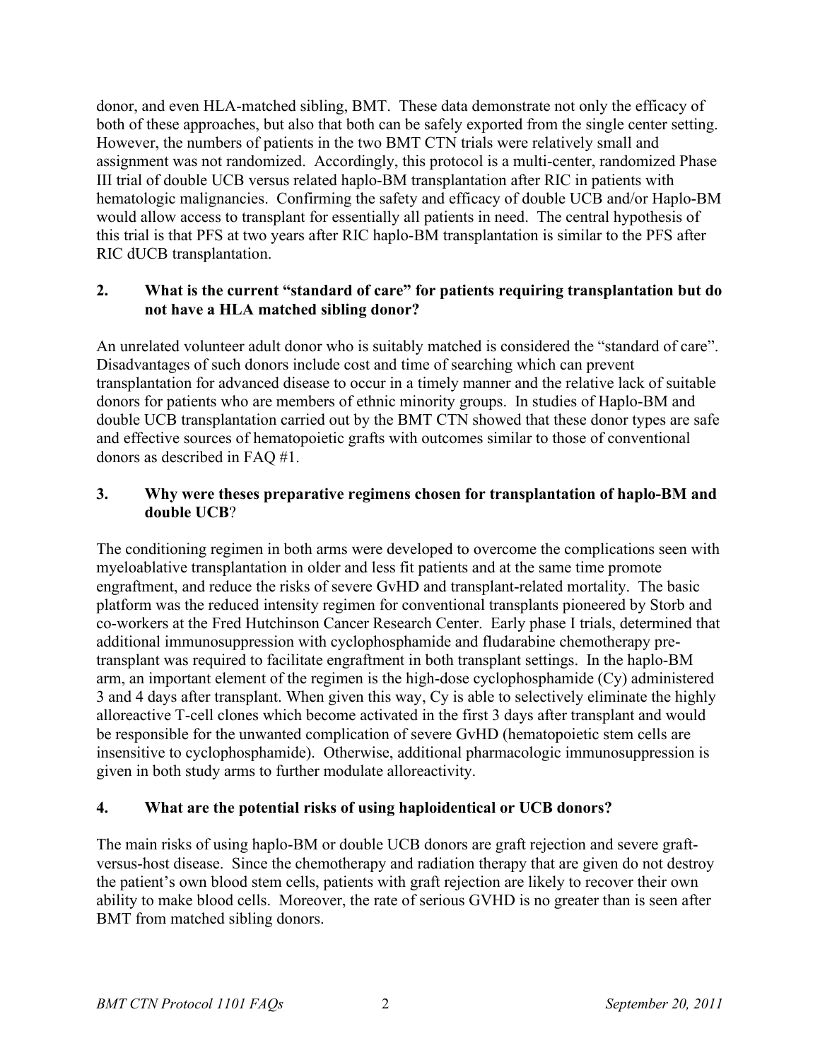donor, and even HLA-matched sibling, BMT. These data demonstrate not only the efficacy of both of these approaches, but also that both can be safely exported from the single center setting. However, the numbers of patients in the two BMT CTN trials were relatively small and assignment was not randomized. Accordingly, this protocol is a multi-center, randomized Phase III trial of double UCB versus related haplo-BM transplantation after RIC in patients with hematologic malignancies. Confirming the safety and efficacy of double UCB and/or Haplo-BM would allow access to transplant for essentially all patients in need. The central hypothesis of this trial is that PFS at two years after RIC haplo-BM transplantation is similar to the PFS after RIC dUCB transplantation.

**2. What is the current "standard of care" for patients requiring transplantation but do not have a HLA matched sibling donor?**

An unrelated volunteer adult donor who is suitably matched is considered the "standard of care". Disadvantages of such donors include cost and time of searching which can prevent transplantation for advanced disease to occur in a timely manner and the relative lack of suitable donors for patients who are members of ethnic minority groups. In studies of Haplo-BM and double UCB transplantation carried out by the BMT CTN showed that these donor types are safe and effective sources of hematopoietic grafts with outcomes similar to those of conventional donors as described in FAQ #1.

**3. Why were theses preparative regimens chosen for transplantation of haplo-BM and double UCB?**

The conditioning regimen in both arms were developed to overcome the complications seen with myeloablative transplantation in older and less fit patients and at the same time promote engraftment, and reduce the risks of severe GvHD and transplant-related mortality. The basic platform was the reduced intensity regimen for conventional transplants pioneered by Storb and co-workers at the Fred Hutchinson Cancer Research Center. Early phase I trials, determined that additional immunosuppression with cyclophosphamide and fludarabine chemotherapy pre-transplant was required to facilitate engraftment in both transplant settings. In the haplo-BM arm, an important element of the regimen is the high-dose cyclophosphamide (Cy) administered 3 and 4 days after transplant. When given this way, Cy is able to selectively eliminate the highly alloreactive T-cell clones which become activated in the first 3 days after transplant and would be responsible for the unwanted complication of severe GvHD (hematopoietic stem cells are insensitive to cyclophosphamide). Otherwise, additional pharmacologic immunosuppression is given in both study arms to further modulate alloreactivity.

**4. What are the potential risks of using haploidentical or UCB donors?**

The main risks of using haplo-BM or double UCB donors are graft rejection and severe graft-versus-host disease. Since the chemotherapy and radiation therapy that are given do not destroy the patient's own blood stem cells, patients with graft rejection are likely to recover their own ability to make blood cells. Moreover, the rate of serious GVHD is no greater than is seen after BMT from matched sibling donors.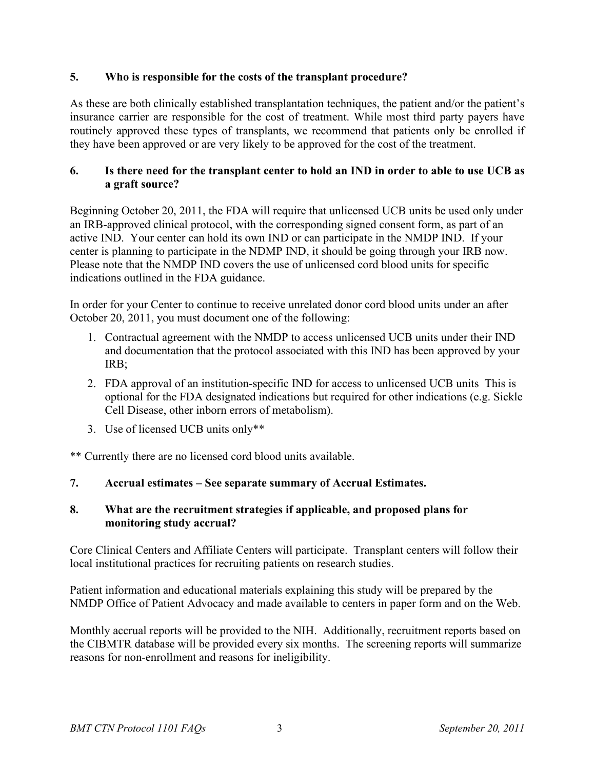**5. Who is responsible for the costs of the transplant procedure?**

As these are both clinically established transplantation techniques, the patient and/or the patient's insurance carrier are responsible for the cost of treatment. While most third party payers have routinely approved these types of transplants, we recommend that patients only be enrolled if they have been approved or are very likely to be approved for the cost of the treatment.

**6. Is there need for the transplant center to hold an IND in order to able to use UCB as a graft source?**

Beginning October 20, 2011, the FDA will require that unlicensed UCB units be used only under an IRB-approved clinical protocol, with the corresponding signed consent form, as part of an active IND. Your center can hold its own IND or can participate in the NMDP IND. If your center is planning to participate in the NDMP IND, it should be going through your IRB now. Please note that the NMDP IND covers the use of unlicensed cord blood units for specific indications outlined in the FDA guidance.

In order for your Center to continue to receive unrelated donor cord blood units under an after October 20, 2011, you must document one of the following:

1. Contractual agreement with the NMDP to access unlicensed UCB units under their IND and documentation that the protocol associated with this IND has been approved by your IRB;
2. FDA approval of an institution-specific IND for access to unlicensed UCB units This is optional for the FDA designated indications but required for other indications (e.g. Sickle Cell Disease, other inborn errors of metabolism).
3. Use of licensed UCB units only**

** Currently there are no licensed cord blood units available.

**7. Accrual estimates – See separate summary of Accrual Estimates.**

**8. What are the recruitment strategies if applicable, and proposed plans for monitoring study accrual?**

Core Clinical Centers and Affiliate Centers will participate. Transplant centers will follow their local institutional practices for recruiting patients on research studies.

Patient information and educational materials explaining this study will be prepared by the NMDP Office of Patient Advocacy and made available to centers in paper form and on the Web.

Monthly accrual reports will be provided to the NIH. Additionally, recruitment reports based on the CIBMTR database will be provided every six months. The screening reports will summarize reasons for non-enrollment and reasons for ineligibility.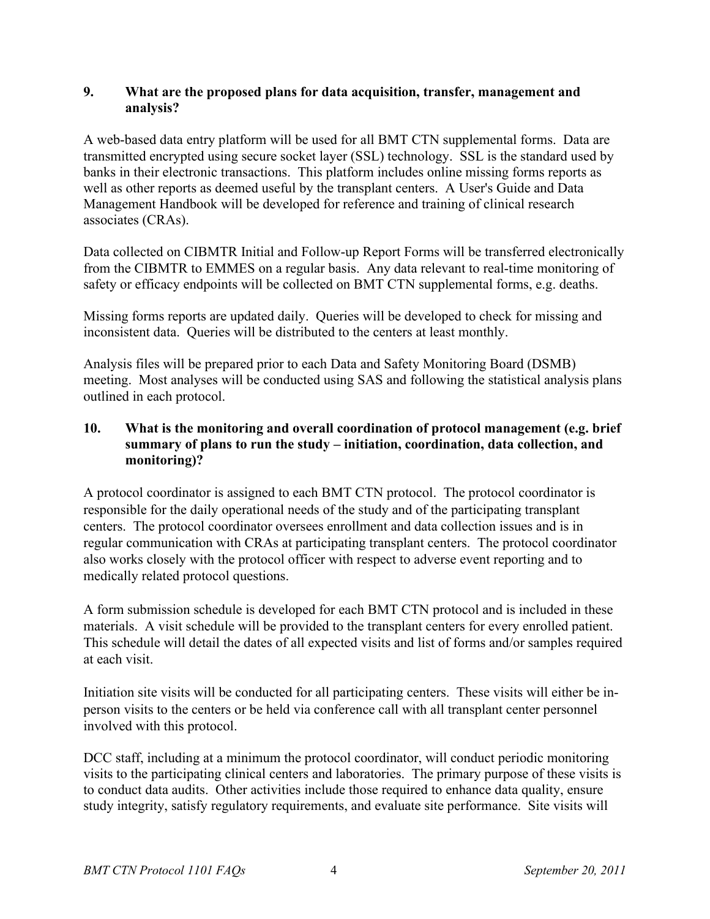**9. What are the proposed plans for data acquisition, transfer, management and analysis?**

A web-based data entry platform will be used for all BMT CTN supplemental forms. Data are transmitted encrypted using secure socket layer (SSL) technology. SSL is the standard used by banks in their electronic transactions. This platform includes online missing forms reports as well as other reports as deemed useful by the transplant centers. A User's Guide and Data Management Handbook will be developed for reference and training of clinical research associates (CRAs).

Data collected on CIBMTR Initial and Follow-up Report Forms will be transferred electronically from the CIBMTR to EMMES on a regular basis. Any data relevant to real-time monitoring of safety or efficacy endpoints will be collected on BMT CTN supplemental forms, e.g. deaths.

Missing forms reports are updated daily. Queries will be developed to check for missing and inconsistent data. Queries will be distributed to the centers at least monthly.

Analysis files will be prepared prior to each Data and Safety Monitoring Board (DSMB) meeting. Most analyses will be conducted using SAS and following the statistical analysis plans outlined in each protocol.

**10. What is the monitoring and overall coordination of protocol management (e.g. brief summary of plans to run the study – initiation, coordination, data collection, and monitoring)?**

A protocol coordinator is assigned to each BMT CTN protocol. The protocol coordinator is responsible for the daily operational needs of the study and of the participating transplant centers. The protocol coordinator oversees enrollment and data collection issues and is in regular communication with CRAs at participating transplant centers. The protocol coordinator also works closely with the protocol officer with respect to adverse event reporting and to medically related protocol questions.

A form submission schedule is developed for each BMT CTN protocol and is included in these materials. A visit schedule will be provided to the transplant centers for every enrolled patient. This schedule will detail the dates of all expected visits and list of forms and/or samples required at each visit.

Initiation site visits will be conducted for all participating centers. These visits will either be in-person visits to the centers or be held via conference call with all transplant center personnel involved with this protocol.

DCC staff, including at a minimum the protocol coordinator, will conduct periodic monitoring visits to the participating clinical centers and laboratories. The primary purpose of these visits is to conduct data audits. Other activities include those required to enhance data quality, ensure study integrity, satisfy regulatory requirements, and evaluate site performance. Site visits will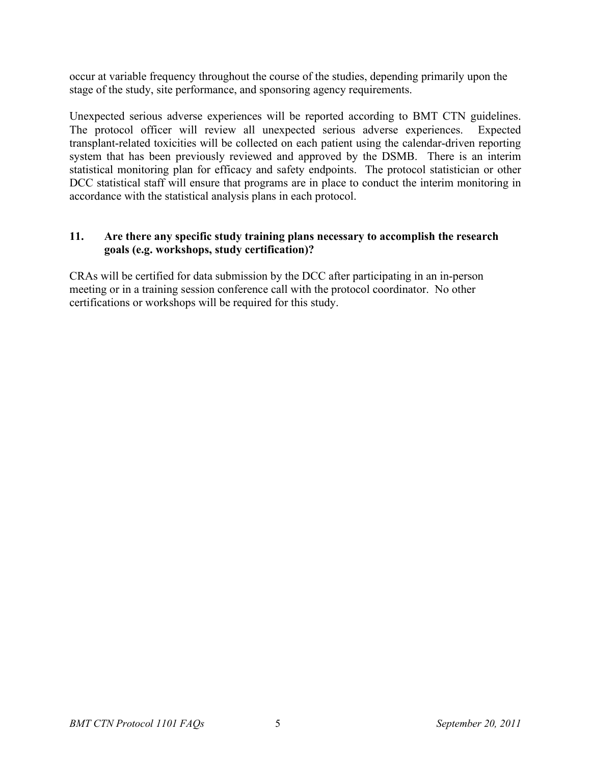occur at variable frequency throughout the course of the studies, depending primarily upon the stage of the study, site performance, and sponsoring agency requirements.

Unexpected serious adverse experiences will be reported according to BMT CTN guidelines. The protocol officer will review all unexpected serious adverse experiences. Expected transplant-related toxicities will be collected on each patient using the calendar-driven reporting system that has been previously reviewed and approved by the DSMB. There is an interim statistical monitoring plan for efficacy and safety endpoints. The protocol statistician or other DCC statistical staff will ensure that programs are in place to conduct the interim monitoring in accordance with the statistical analysis plans in each protocol.

### 11. Are there any specific study training plans necessary to accomplish the research goals (e.g. workshops, study certification)?

CRAs will be certified for data submission by the DCC after participating in an in-person meeting or in a training session conference call with the protocol coordinator. No other certifications or workshops will be required for this study.